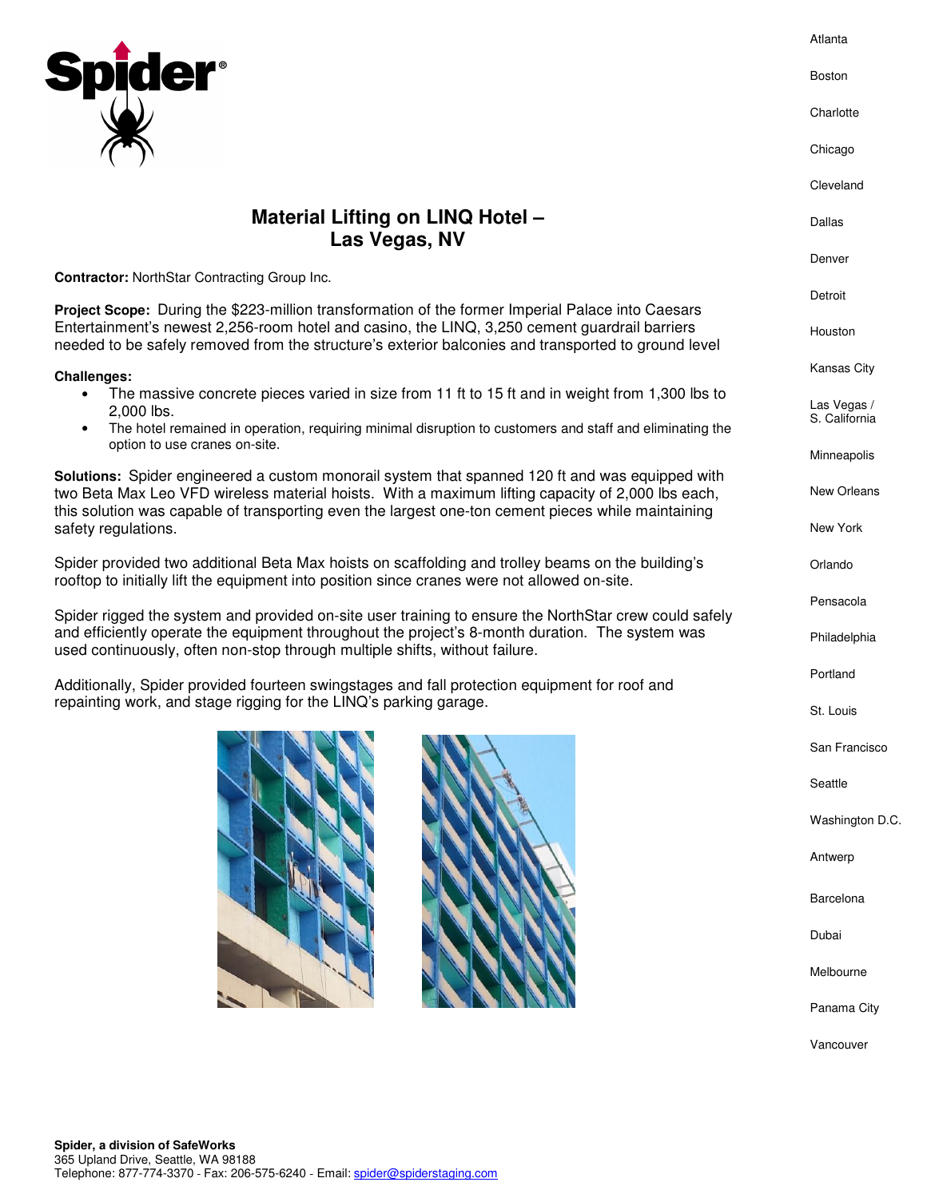# Material Lifting on LINQ Hotel – Las Vegas, NV

**Contractor:** NorthStar Contracting Group Inc.

**Project Scope:** During the $223-million transformation of the former Imperial Palace into Caesars Entertainment's newest 2,256-room hotel and casino, the LINQ, 3,250 cement guardrail barriers needed to be safely removed from the structure's exterior balconies and transported to ground level

**Challenges:**

- The massive concrete pieces varied in size from 11 ft to 15 ft and in weight from 1,300 lbs to 2,000 lbs.
- The hotel remained in operation, requiring minimal disruption to customers and staff and eliminating the option to use cranes on-site.

**Solutions:** Spider engineered a custom monorail system that spanned 120 ft and was equipped with two Beta Max Leo VFD wireless material hoists. With a maximum lifting capacity of 2,000 lbs each, this solution was capable of transporting even the largest one-ton cement pieces while maintaining safety regulations.

Spider provided two additional Beta Max hoists on scaffolding and trolley beams on the building's rooftop to initially lift the equipment into position since cranes were not allowed on-site.

Spider rigged the system and provided on-site user training to ensure the NorthStar crew could safely and efficiently operate the equipment throughout the project's 8-month duration. The system was used continuously, often non-stop through multiple shifts, without failure.

Additionally, Spider provided fourteen swingstages and fall protection equipment for roof and repainting work, and stage rigging for the LINQ's parking garage.

Atlanta
Boston
Charlotte
Chicago
Cleveland
Dallas
Denver
Detroit
Houston
Kansas City
Las Vegas / S. California
Minneapolis
New Orleans
New York
Orlando
Pensacola
Philadelphia
Portland
St. Louis
San Francisco
Seattle
Washington D.C.
Antwerp
Barcelona
Dubai
Melbourne
Panama City
Vancouver

**Spider, a division of SafeWorks**
365 Upland Drive, Seattle, WA 98188
Telephone: 877-774-3370 - Fax: 206-575-6240 - Email: spider@spiderstaging.com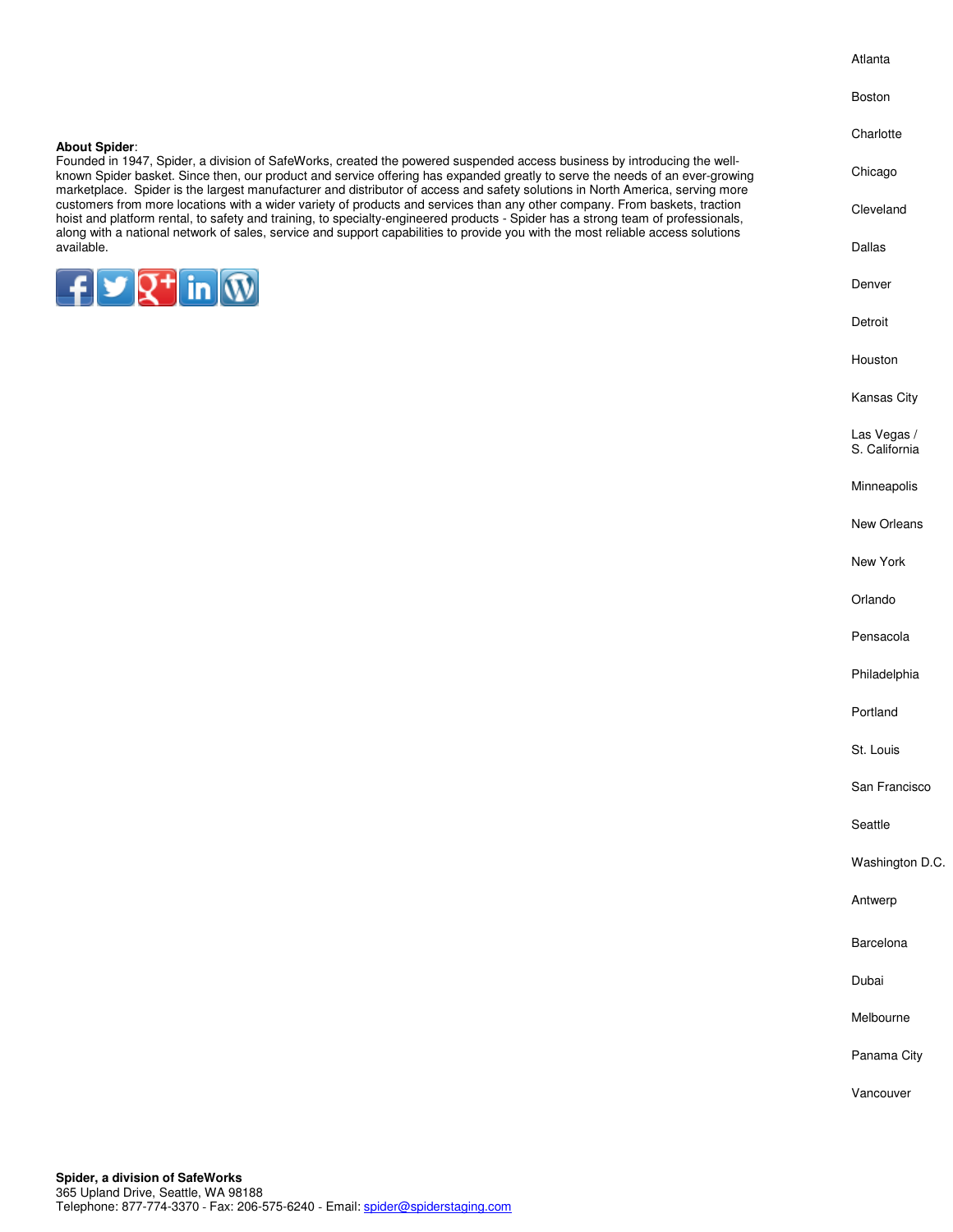**About Spider**:
Founded in 1947, Spider, a division of SafeWorks, created the powered suspended access business by introducing the well-known Spider basket. Since then, our product and service offering has expanded greatly to serve the needs of an ever-growing marketplace. Spider is the largest manufacturer and distributor of access and safety solutions in North America, serving more customers from more locations with a wider variety of products and services than any other company. From baskets, traction hoist and platform rental, to safety and training, to specialty-engineered products - Spider has a strong team of professionals, along with a national network of sales, service and support capabilities to provide you with the most reliable access solutions available.

Atlanta

Boston

Charlotte

Chicago

Cleveland

Dallas

Denver

Detroit

Houston

Kansas City

Las Vegas / S. California

Minneapolis

New Orleans

New York

Orlando

Pensacola

Philadelphia

Portland

St. Louis

San Francisco

Seattle

Washington D.C.

Antwerp

Barcelona

Dubai

Melbourne

Panama City

Vancouver

**Spider, a division of SafeWorks**
365 Upland Drive, Seattle, WA 98188
Telephone: 877-774-3370 - Fax: 206-575-6240 - Email: spider@spiderstaging.com